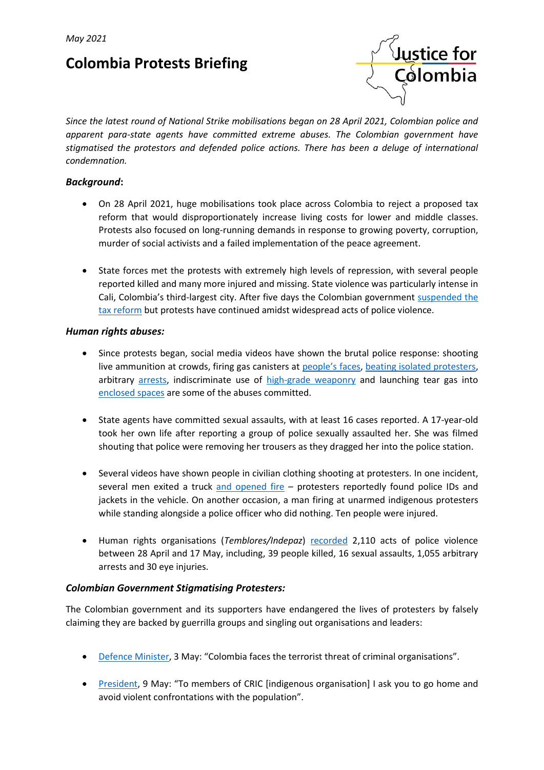May 2021

# Colombia Protests Briefing

Justice for Colombia

*Since the latest round of National Strike mobilisations began on 28 April 2021, Colombian police and apparent para-state agents have committed extreme abuses. The Colombian government have stigmatised the protestors and defended police actions. There has been a deluge of international condemnation.*

### ***Background*:**

- On 28 April 2021, huge mobilisations took place across Colombia to reject a proposed tax reform that would disproportionately increase living costs for lower and middle classes. Protests also focused on long-running demands in response to growing poverty, corruption, murder of social activists and a failed implementation of the peace agreement.

- State forces met the protests with extremely high levels of repression, with several people reported killed and many more injured and missing. State violence was particularly intense in Cali, Colombia's third-largest city. After five days the Colombian government suspended the tax reform but protests have continued amidst widespread acts of police violence.

### ***Human rights abuses:***

- Since protests began, social media videos have shown the brutal police response: shooting live ammunition at crowds, firing gas canisters at people's faces, beating isolated protesters, arbitrary arrests, indiscriminate use of high-grade weaponry and launching tear gas into enclosed spaces are some of the abuses committed.

- State agents have committed sexual assaults, with at least 16 cases reported. A 17-year-old took her own life after reporting a group of police sexually assaulted her. She was filmed shouting that police were removing her trousers as they dragged her into the police station.

- Several videos have shown people in civilian clothing shooting at protesters. In one incident, several men exited a truck and opened fire – protesters reportedly found police IDs and jackets in the vehicle. On another occasion, a man firing at unarmed indigenous protesters while standing alongside a police officer who did nothing. Ten people were injured.

- Human rights organisations (*Temblores/Indepaz*) recorded 2,110 acts of police violence between 28 April and 17 May, including, 39 people killed, 16 sexual assaults, 1,055 arbitrary arrests and 30 eye injuries.

### ***Colombian Government Stigmatising Protesters:***

The Colombian government and its supporters have endangered the lives of protesters by falsely claiming they are backed by guerrilla groups and singling out organisations and leaders:

- Defence Minister, 3 May: "Colombia faces the terrorist threat of criminal organisations".

- President, 9 May: "To members of CRIC [indigenous organisation] I ask you to go home and avoid violent confrontations with the population".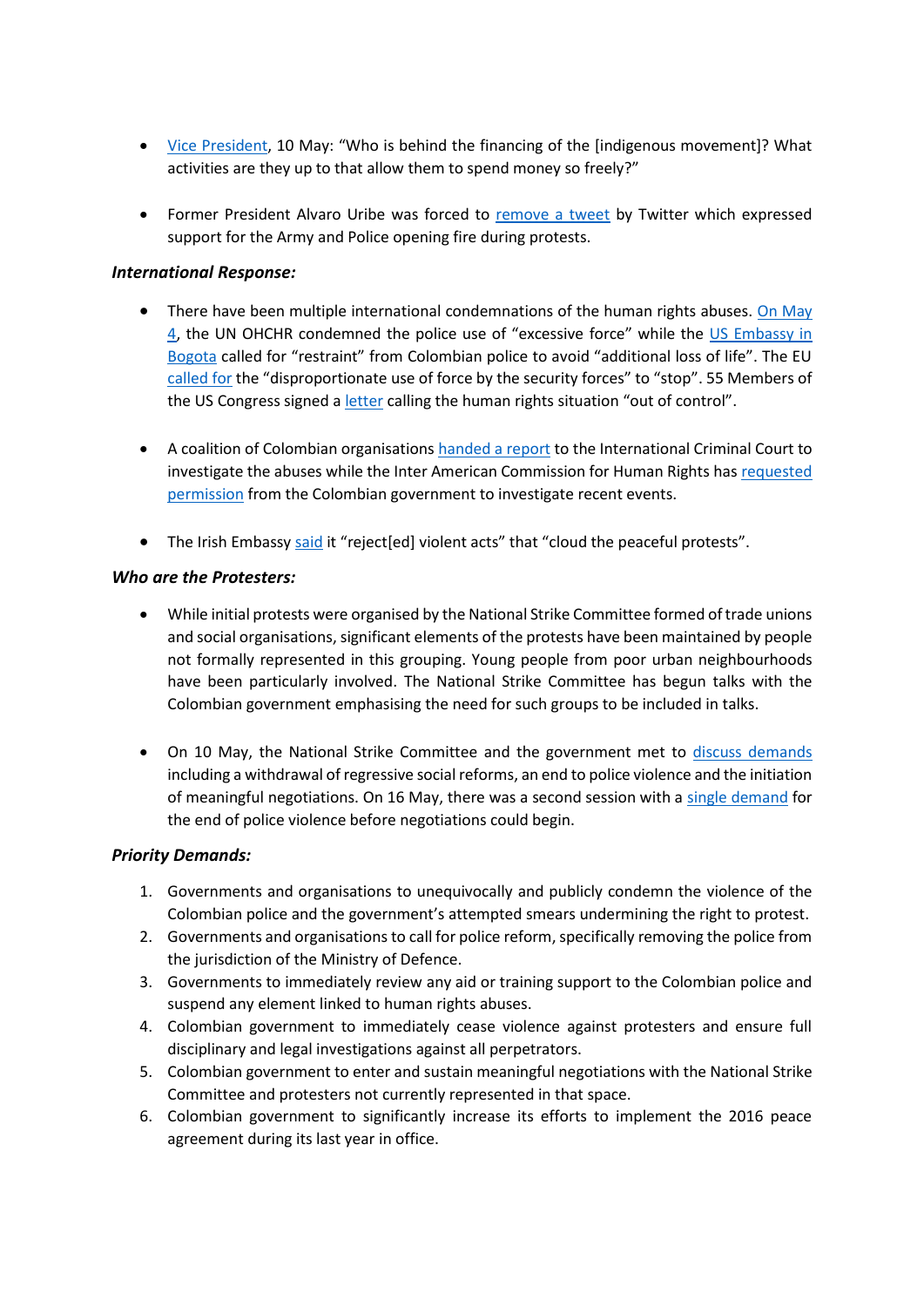- Vice President, 10 May: "Who is behind the financing of the [indigenous movement]? What activities are they up to that allow them to spend money so freely?"

- Former President Alvaro Uribe was forced to remove a tweet by Twitter which expressed support for the Army and Police opening fire during protests.

### *International Response:*

- There have been multiple international condemnations of the human rights abuses. On May 4, the UN OHCHR condemned the police use of "excessive force" while the US Embassy in Bogota called for "restraint" from Colombian police to avoid "additional loss of life". The EU called for the "disproportionate use of force by the security forces" to "stop". 55 Members of the US Congress signed a letter calling the human rights situation "out of control".

- A coalition of Colombian organisations handed a report to the International Criminal Court to investigate the abuses while the Inter American Commission for Human Rights has requested permission from the Colombian government to investigate recent events.

- The Irish Embassy said it "reject[ed] violent acts" that "cloud the peaceful protests".

### *Who are the Protesters:*

- While initial protests were organised by the National Strike Committee formed of trade unions and social organisations, significant elements of the protests have been maintained by people not formally represented in this grouping. Young people from poor urban neighbourhoods have been particularly involved. The National Strike Committee has begun talks with the Colombian government emphasising the need for such groups to be included in talks.

- On 10 May, the National Strike Committee and the government met to discuss demands including a withdrawal of regressive social reforms, an end to police violence and the initiation of meaningful negotiations. On 16 May, there was a second session with a single demand for the end of police violence before negotiations could begin.

### *Priority Demands:*

1. Governments and organisations to unequivocally and publicly condemn the violence of the Colombian police and the government's attempted smears undermining the right to protest.
2. Governments and organisations to call for police reform, specifically removing the police from the jurisdiction of the Ministry of Defence.
3. Governments to immediately review any aid or training support to the Colombian police and suspend any element linked to human rights abuses.
4. Colombian government to immediately cease violence against protesters and ensure full disciplinary and legal investigations against all perpetrators.
5. Colombian government to enter and sustain meaningful negotiations with the National Strike Committee and protesters not currently represented in that space.
6. Colombian government to significantly increase its efforts to implement the 2016 peace agreement during its last year in office.